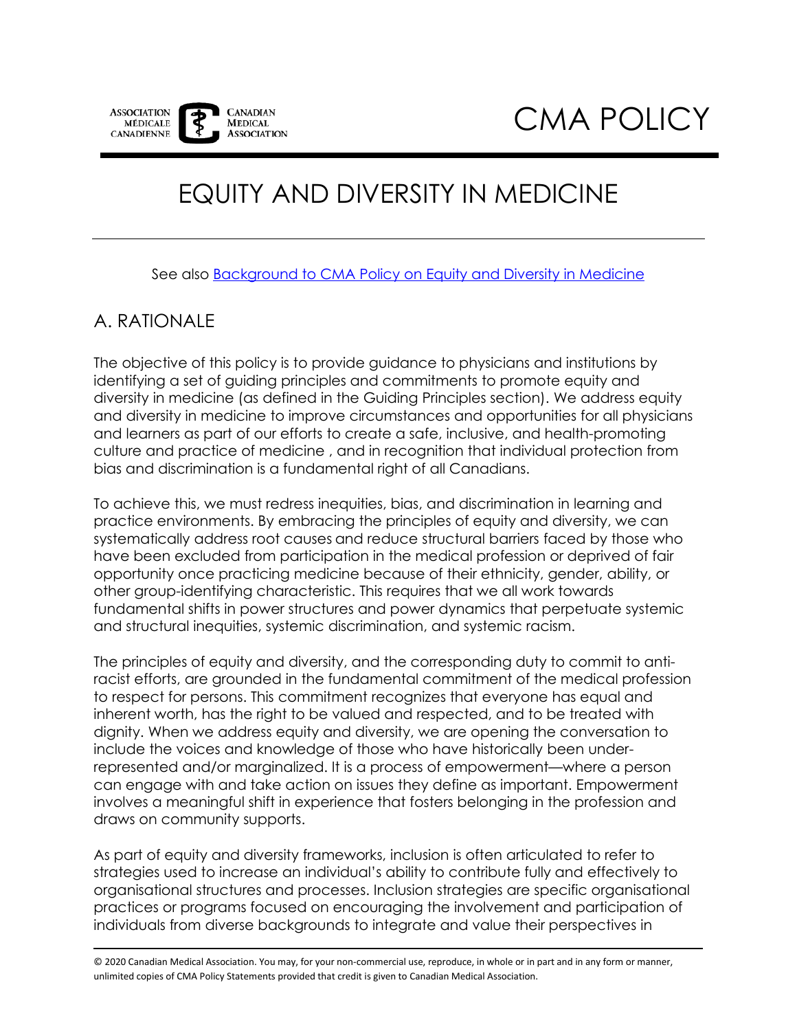ASSOCIATION MÉDICALE CANADIENNE | CANADIAN MEDICAL ASSOCIATION

CMA POLICY

# EQUITY AND DIVERSITY IN MEDICINE

See also [Background to CMA Policy on Equity and Diversity in Medicine]

## A. RATIONALE

The objective of this policy is to provide guidance to physicians and institutions by identifying a set of guiding principles and commitments to promote equity and diversity in medicine (as defined in the Guiding Principles section). We address equity and diversity in medicine to improve circumstances and opportunities for all physicians and learners as part of our efforts to create a safe, inclusive, and health-promoting culture and practice of medicine , and in recognition that individual protection from bias and discrimination is a fundamental right of all Canadians.

To achieve this, we must redress inequities, bias, and discrimination in learning and practice environments. By embracing the principles of equity and diversity, we can systematically address root causes and reduce structural barriers faced by those who have been excluded from participation in the medical profession or deprived of fair opportunity once practicing medicine because of their ethnicity, gender, ability, or other group-identifying characteristic. This requires that we all work towards fundamental shifts in power structures and power dynamics that perpetuate systemic and structural inequities, systemic discrimination, and systemic racism.

The principles of equity and diversity, and the corresponding duty to commit to anti-racist efforts, are grounded in the fundamental commitment of the medical profession to respect for persons. This commitment recognizes that everyone has equal and inherent worth, has the right to be valued and respected, and to be treated with dignity. When we address equity and diversity, we are opening the conversation to include the voices and knowledge of those who have historically been under-represented and/or marginalized. It is a process of empowerment—where a person can engage with and take action on issues they define as important. Empowerment involves a meaningful shift in experience that fosters belonging in the profession and draws on community supports.

As part of equity and diversity frameworks, inclusion is often articulated to refer to strategies used to increase an individual's ability to contribute fully and effectively to organisational structures and processes. Inclusion strategies are specific organisational practices or programs focused on encouraging the involvement and participation of individuals from diverse backgrounds to integrate and value their perspectives in

© 2020 Canadian Medical Association. You may, for your non-commercial use, reproduce, in whole or in part and in any form or manner, unlimited copies of CMA Policy Statements provided that credit is given to Canadian Medical Association.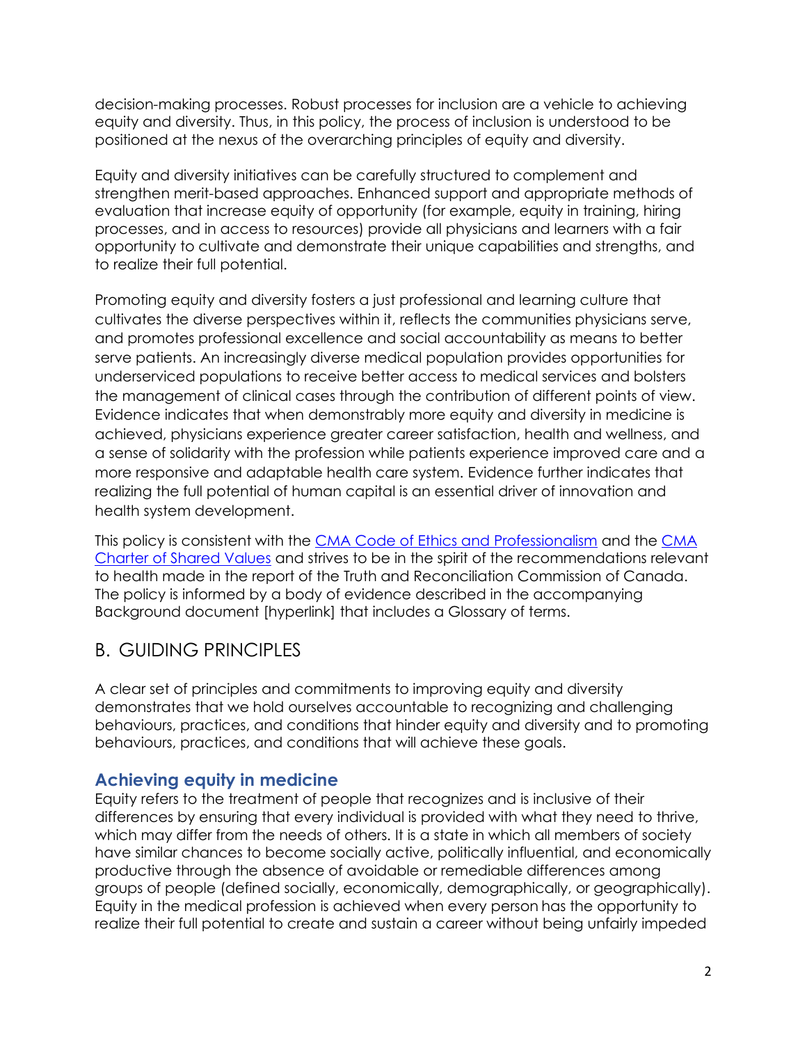decision-making processes. Robust processes for inclusion are a vehicle to achieving equity and diversity. Thus, in this policy, the process of inclusion is understood to be positioned at the nexus of the overarching principles of equity and diversity.

Equity and diversity initiatives can be carefully structured to complement and strengthen merit-based approaches. Enhanced support and appropriate methods of evaluation that increase equity of opportunity (for example, equity in training, hiring processes, and in access to resources) provide all physicians and learners with a fair opportunity to cultivate and demonstrate their unique capabilities and strengths, and to realize their full potential.

Promoting equity and diversity fosters a just professional and learning culture that cultivates the diverse perspectives within it, reflects the communities physicians serve, and promotes professional excellence and social accountability as means to better serve patients. An increasingly diverse medical population provides opportunities for underserviced populations to receive better access to medical services and bolsters the management of clinical cases through the contribution of different points of view. Evidence indicates that when demonstrably more equity and diversity in medicine is achieved, physicians experience greater career satisfaction, health and wellness, and a sense of solidarity with the profession while patients experience improved care and a more responsive and adaptable health care system. Evidence further indicates that realizing the full potential of human capital is an essential driver of innovation and health system development.

This policy is consistent with the [CMA Code of Ethics and Professionalism] and the [CMA Charter of Shared Values] and strives to be in the spirit of the recommendations relevant to health made in the report of the Truth and Reconciliation Commission of Canada. The policy is informed by a body of evidence described in the accompanying Background document [hyperlink] that includes a Glossary of terms.

## B. GUIDING PRINCIPLES

A clear set of principles and commitments to improving equity and diversity demonstrates that we hold ourselves accountable to recognizing and challenging behaviours, practices, and conditions that hinder equity and diversity and to promoting behaviours, practices, and conditions that will achieve these goals.

### Achieving equity in medicine

Equity refers to the treatment of people that recognizes and is inclusive of their differences by ensuring that every individual is provided with what they need to thrive, which may differ from the needs of others. It is a state in which all members of society have similar chances to become socially active, politically influential, and economically productive through the absence of avoidable or remediable differences among groups of people (defined socially, economically, demographically, or geographically). Equity in the medical profession is achieved when every person has the opportunity to realize their full potential to create and sustain a career without being unfairly impeded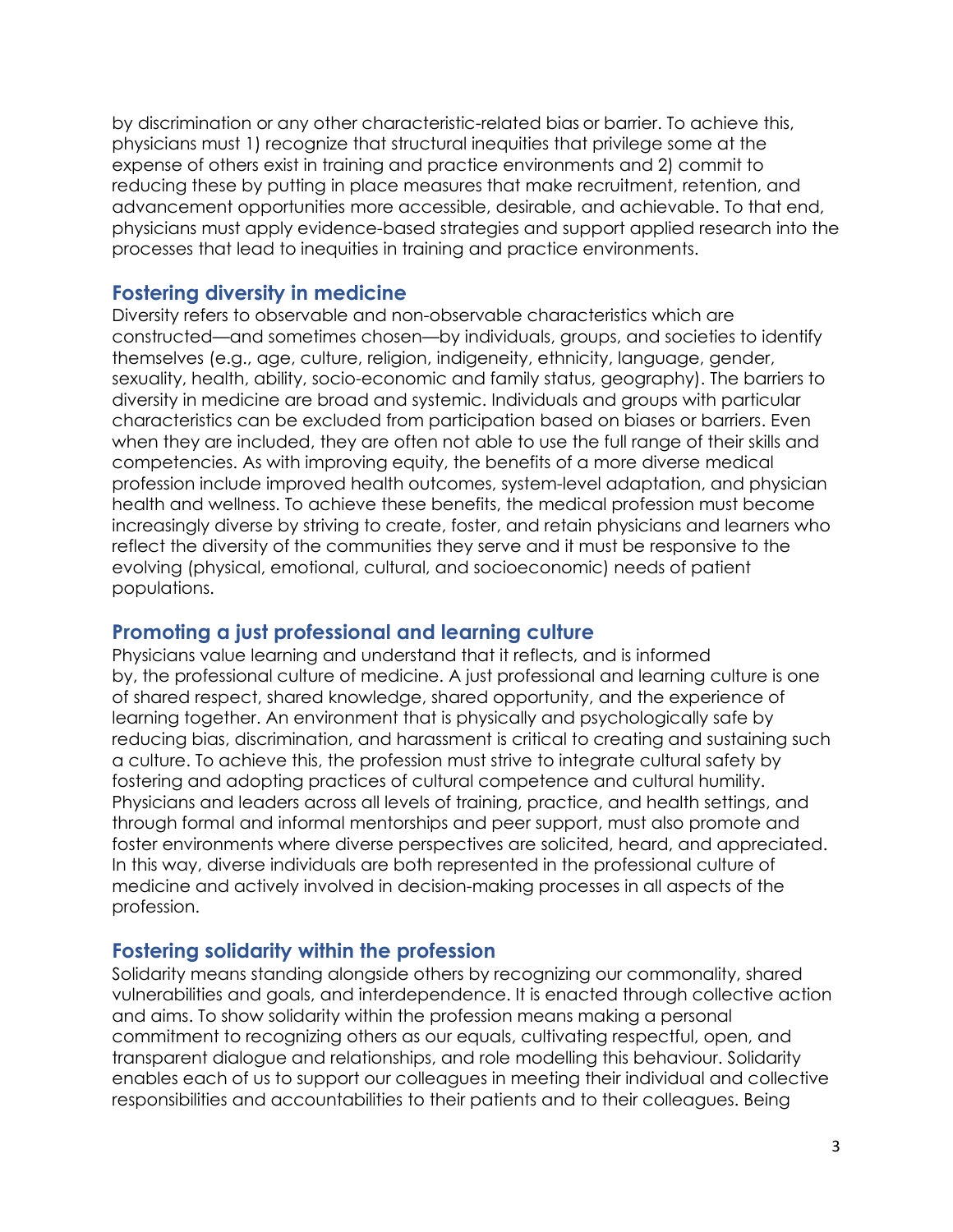by discrimination or any other characteristic-related bias or barrier. To achieve this, physicians must 1) recognize that structural inequities that privilege some at the expense of others exist in training and practice environments and 2) commit to reducing these by putting in place measures that make recruitment, retention, and advancement opportunities more accessible, desirable, and achievable. To that end, physicians must apply evidence-based strategies and support applied research into the processes that lead to inequities in training and practice environments.

## Fostering diversity in medicine

Diversity refers to observable and non-observable characteristics which are constructed—and sometimes chosen—by individuals, groups, and societies to identify themselves (e.g., age, culture, religion, indigeneity, ethnicity, language, gender, sexuality, health, ability, socio-economic and family status, geography). The barriers to diversity in medicine are broad and systemic. Individuals and groups with particular characteristics can be excluded from participation based on biases or barriers. Even when they are included, they are often not able to use the full range of their skills and competencies. As with improving equity, the benefits of a more diverse medical profession include improved health outcomes, system-level adaptation, and physician health and wellness. To achieve these benefits, the medical profession must become increasingly diverse by striving to create, foster, and retain physicians and learners who reflect the diversity of the communities they serve and it must be responsive to the evolving (physical, emotional, cultural, and socioeconomic) needs of patient populations.

## Promoting a just professional and learning culture

Physicians value learning and understand that it reflects, and is informed by, the professional culture of medicine. A just professional and learning culture is one of shared respect, shared knowledge, shared opportunity, and the experience of learning together. An environment that is physically and psychologically safe by reducing bias, discrimination, and harassment is critical to creating and sustaining such a culture. To achieve this, the profession must strive to integrate cultural safety by fostering and adopting practices of cultural competence and cultural humility. Physicians and leaders across all levels of training, practice, and health settings, and through formal and informal mentorships and peer support, must also promote and foster environments where diverse perspectives are solicited, heard, and appreciated. In this way, diverse individuals are both represented in the professional culture of medicine and actively involved in decision-making processes in all aspects of the profession.

## Fostering solidarity within the profession

Solidarity means standing alongside others by recognizing our commonality, shared vulnerabilities and goals, and interdependence. It is enacted through collective action and aims. To show solidarity within the profession means making a personal commitment to recognizing others as our equals, cultivating respectful, open, and transparent dialogue and relationships, and role modelling this behaviour. Solidarity enables each of us to support our colleagues in meeting their individual and collective responsibilities and accountabilities to their patients and to their colleagues. Being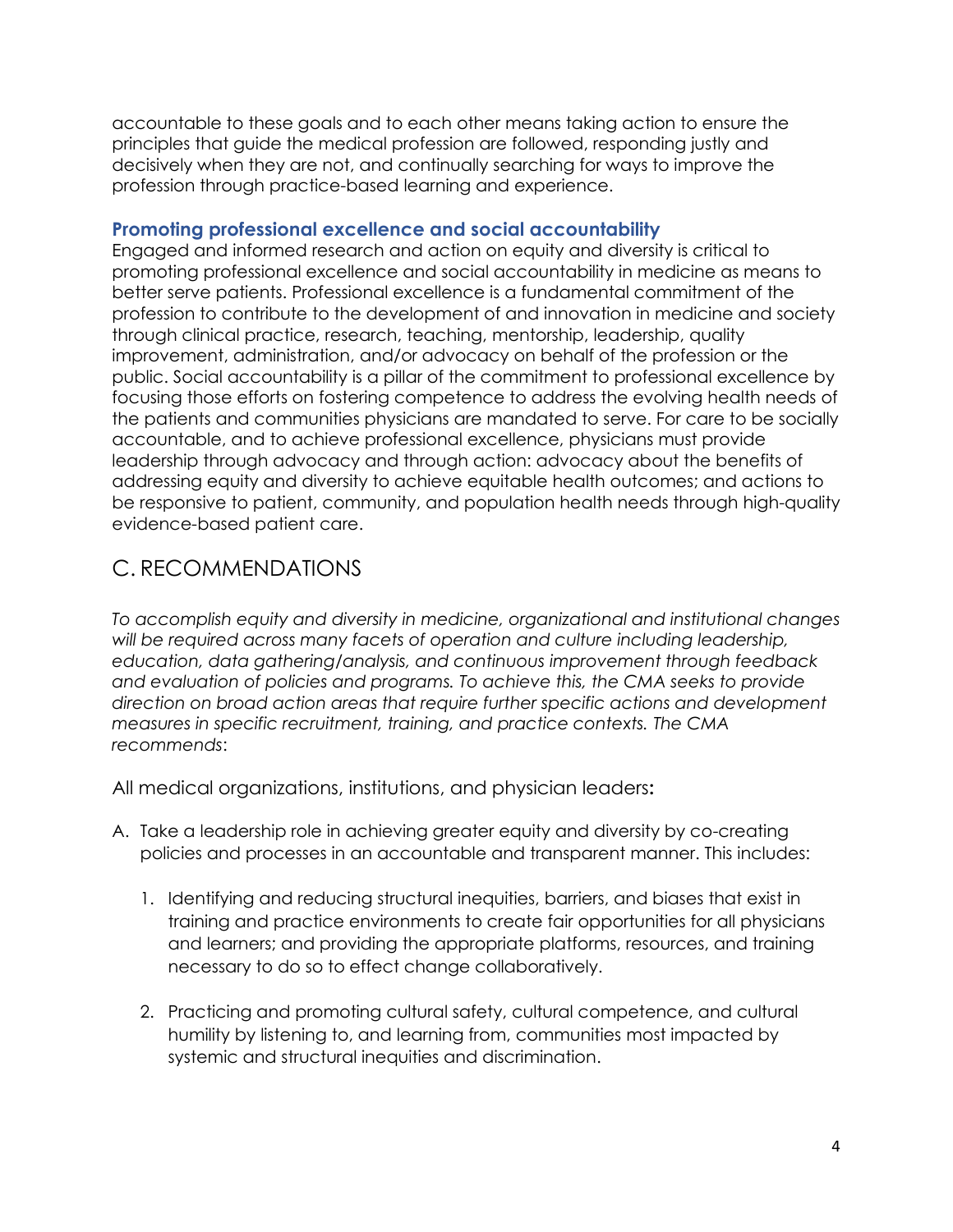accountable to these goals and to each other means taking action to ensure the principles that guide the medical profession are followed, responding justly and decisively when they are not, and continually searching for ways to improve the profession through practice-based learning and experience.

### Promoting professional excellence and social accountability

Engaged and informed research and action on equity and diversity is critical to promoting professional excellence and social accountability in medicine as means to better serve patients. Professional excellence is a fundamental commitment of the profession to contribute to the development of and innovation in medicine and society through clinical practice, research, teaching, mentorship, leadership, quality improvement, administration, and/or advocacy on behalf of the profession or the public. Social accountability is a pillar of the commitment to professional excellence by focusing those efforts on fostering competence to address the evolving health needs of the patients and communities physicians are mandated to serve. For care to be socially accountable, and to achieve professional excellence, physicians must provide leadership through advocacy and through action: advocacy about the benefits of addressing equity and diversity to achieve equitable health outcomes; and actions to be responsive to patient, community, and population health needs through high-quality evidence-based patient care.

## C. RECOMMENDATIONS

*To accomplish equity and diversity in medicine, organizational and institutional changes will be required across many facets of operation and culture including leadership, education, data gathering/analysis, and continuous improvement through feedback and evaluation of policies and programs. To achieve this, the CMA seeks to provide direction on broad action areas that require further specific actions and development measures in specific recruitment, training, and practice contexts. The CMA recommends*:

All medical organizations, institutions, and physician leaders**:**

A. Take a leadership role in achieving greater equity and diversity by co-creating policies and processes in an accountable and transparent manner. This includes:

   1. Identifying and reducing structural inequities, barriers, and biases that exist in training and practice environments to create fair opportunities for all physicians and learners; and providing the appropriate platforms, resources, and training necessary to do so to effect change collaboratively.

   2. Practicing and promoting cultural safety, cultural competence, and cultural humility by listening to, and learning from, communities most impacted by systemic and structural inequities and discrimination.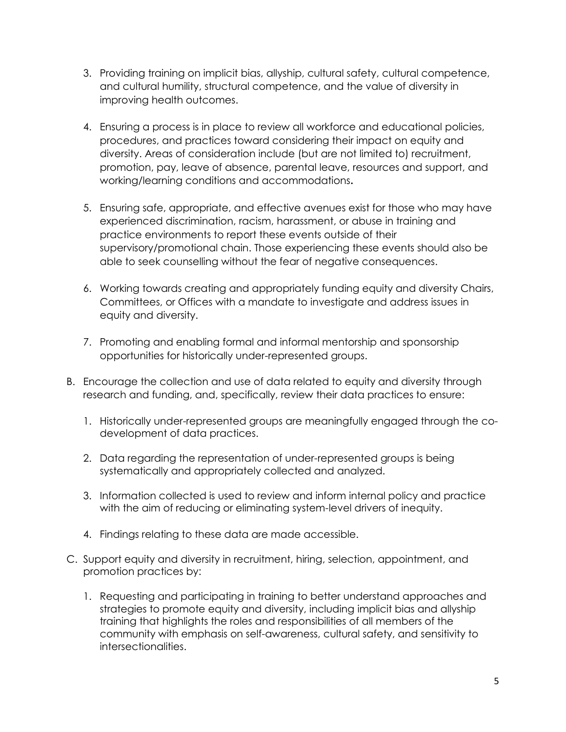3. Providing training on implicit bias, allyship, cultural safety, cultural competence, and cultural humility, structural competence, and the value of diversity in improving health outcomes.

4. Ensuring a process is in place to review all workforce and educational policies, procedures, and practices toward considering their impact on equity and diversity. Areas of consideration include (but are not limited to) recruitment, promotion, pay, leave of absence, parental leave, resources and support, and working/learning conditions and accommodations**.**

5. Ensuring safe, appropriate, and effective avenues exist for those who may have experienced discrimination, racism, harassment, or abuse in training and practice environments to report these events outside of their supervisory/promotional chain. Those experiencing these events should also be able to seek counselling without the fear of negative consequences.

6. Working towards creating and appropriately funding equity and diversity Chairs, Committees, or Offices with a mandate to investigate and address issues in equity and diversity.

7. Promoting and enabling formal and informal mentorship and sponsorship opportunities for historically under-represented groups.

B. Encourage the collection and use of data related to equity and diversity through research and funding, and, specifically, review their data practices to ensure:

   1. Historically under-represented groups are meaningfully engaged through the co-development of data practices.

   2. Data regarding the representation of under-represented groups is being systematically and appropriately collected and analyzed.

   3. Information collected is used to review and inform internal policy and practice with the aim of reducing or eliminating system-level drivers of inequity.

   4. Findings relating to these data are made accessible.

C. Support equity and diversity in recruitment, hiring, selection, appointment, and promotion practices by:

   1. Requesting and participating in training to better understand approaches and strategies to promote equity and diversity, including implicit bias and allyship training that highlights the roles and responsibilities of all members of the community with emphasis on self-awareness, cultural safety, and sensitivity to intersectionalities.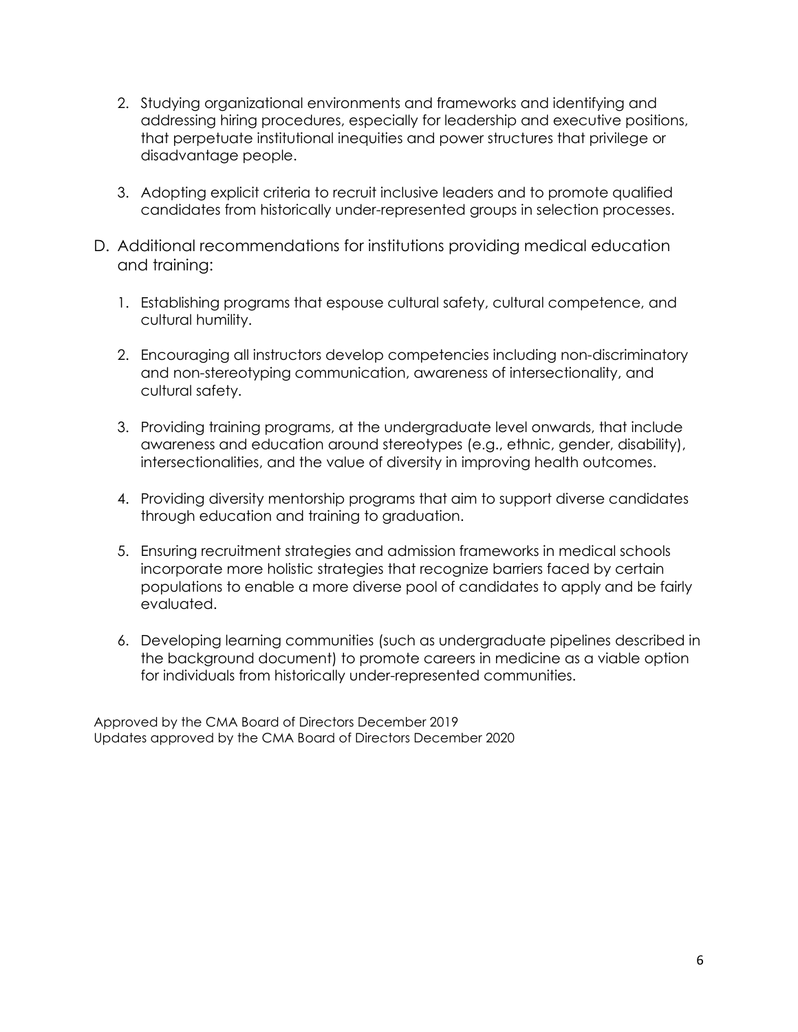2. Studying organizational environments and frameworks and identifying and addressing hiring procedures, especially for leadership and executive positions, that perpetuate institutional inequities and power structures that privilege or disadvantage people.

3. Adopting explicit criteria to recruit inclusive leaders and to promote qualified candidates from historically under-represented groups in selection processes.

D. Additional recommendations for institutions providing medical education and training:

1. Establishing programs that espouse cultural safety, cultural competence, and cultural humility.

2. Encouraging all instructors develop competencies including non-discriminatory and non-stereotyping communication, awareness of intersectionality, and cultural safety.

3. Providing training programs, at the undergraduate level onwards, that include awareness and education around stereotypes (e.g., ethnic, gender, disability), intersectionalities, and the value of diversity in improving health outcomes.

4. Providing diversity mentorship programs that aim to support diverse candidates through education and training to graduation.

5. Ensuring recruitment strategies and admission frameworks in medical schools incorporate more holistic strategies that recognize barriers faced by certain populations to enable a more diverse pool of candidates to apply and be fairly evaluated.

6. Developing learning communities (such as undergraduate pipelines described in the background document) to promote careers in medicine as a viable option for individuals from historically under-represented communities.

Approved by the CMA Board of Directors December 2019
Updates approved by the CMA Board of Directors December 2020